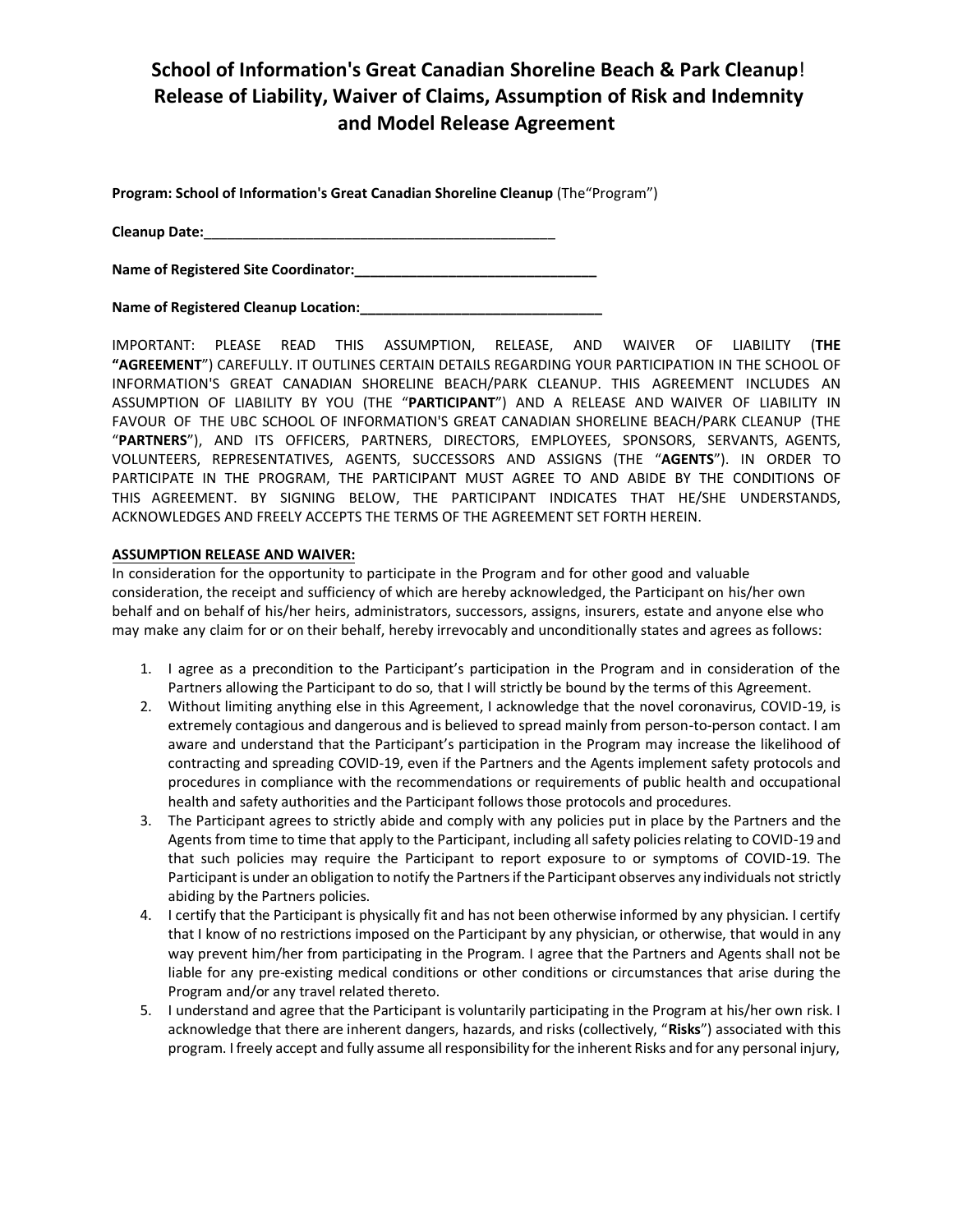# School of Information's Great Canadian Shoreline Beach & Park Cleanup! Release of Liability, Waiver of Claims, Assumption of Risk and Indemnity and Model Release Agreement

**Program: School of Information's Great Canadian Shoreline Cleanup** (The"Program")

**Cleanup Date:**_______________________________________________

**Name of Registered Site Coordinator:**________________________________

**Name of Registered Cleanup Location:**________________________________

IMPORTANT: PLEASE READ THIS ASSUMPTION, RELEASE, AND WAIVER OF LIABILITY (**THE "AGREEMENT"**) CAREFULLY. IT OUTLINES CERTAIN DETAILS REGARDING YOUR PARTICIPATION IN THE SCHOOL OF INFORMATION'S GREAT CANADIAN SHORELINE BEACH/PARK CLEANUP. THIS AGREEMENT INCLUDES AN ASSUMPTION OF LIABILITY BY YOU (THE "**PARTICIPANT**") AND A RELEASE AND WAIVER OF LIABILITY IN FAVOUR OF THE UBC SCHOOL OF INFORMATION'S GREAT CANADIAN SHORELINE BEACH/PARK CLEANUP (THE "**PARTNERS**"), AND ITS OFFICERS, PARTNERS, DIRECTORS, EMPLOYEES, SPONSORS, SERVANTS, AGENTS, VOLUNTEERS, REPRESENTATIVES, AGENTS, SUCCESSORS AND ASSIGNS (THE "**AGENTS**"). IN ORDER TO PARTICIPATE IN THE PROGRAM, THE PARTICIPANT MUST AGREE TO AND ABIDE BY THE CONDITIONS OF THIS AGREEMENT. BY SIGNING BELOW, THE PARTICIPANT INDICATES THAT HE/SHE UNDERSTANDS, ACKNOWLEDGES AND FREELY ACCEPTS THE TERMS OF THE AGREEMENT SET FORTH HEREIN.

**ASSUMPTION RELEASE AND WAIVER:**

In consideration for the opportunity to participate in the Program and for other good and valuable consideration, the receipt and sufficiency of which are hereby acknowledged, the Participant on his/her own behalf and on behalf of his/her heirs, administrators, successors, assigns, insurers, estate and anyone else who may make any claim for or on their behalf, hereby irrevocably and unconditionally states and agrees as follows:

1. I agree as a precondition to the Participant's participation in the Program and in consideration of the Partners allowing the Participant to do so, that I will strictly be bound by the terms of this Agreement.
2. Without limiting anything else in this Agreement, I acknowledge that the novel coronavirus, COVID-19, is extremely contagious and dangerous and is believed to spread mainly from person-to-person contact. I am aware and understand that the Participant's participation in the Program may increase the likelihood of contracting and spreading COVID-19, even if the Partners and the Agents implement safety protocols and procedures in compliance with the recommendations or requirements of public health and occupational health and safety authorities and the Participant follows those protocols and procedures.
3. The Participant agrees to strictly abide and comply with any policies put in place by the Partners and the Agents from time to time that apply to the Participant, including all safety policies relating to COVID-19 and that such policies may require the Participant to report exposure to or symptoms of COVID-19. The Participant is under an obligation to notify the Partners if the Participant observes any individuals not strictly abiding by the Partners policies.
4. I certify that the Participant is physically fit and has not been otherwise informed by any physician. I certify that I know of no restrictions imposed on the Participant by any physician, or otherwise, that would in any way prevent him/her from participating in the Program. I agree that the Partners and Agents shall not be liable for any pre-existing medical conditions or other conditions or circumstances that arise during the Program and/or any travel related thereto.
5. I understand and agree that the Participant is voluntarily participating in the Program at his/her own risk. I acknowledge that there are inherent dangers, hazards, and risks (collectively, "**Risks**") associated with this program. I freely accept and fully assume all responsibility for the inherent Risks and for any personal injury,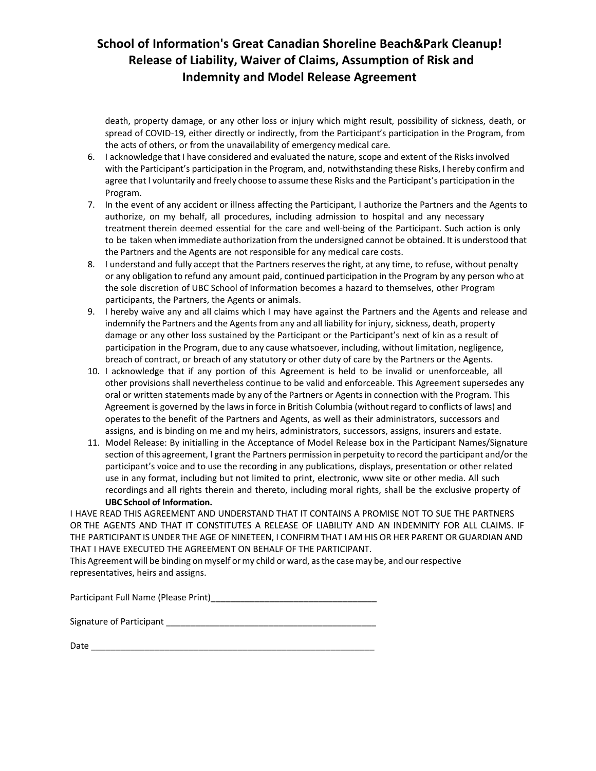death, property damage, or any other loss or injury which might result, possibility of sickness, death, or spread of COVID-19, either directly or indirectly, from the Participant's participation in the Program, from the acts of others, or from the unavailability of emergency medical care.

6. I acknowledge that I have considered and evaluated the nature, scope and extent of the Risks involved with the Participant's participation in the Program, and, notwithstanding these Risks, I hereby confirm and agree that I voluntarily and freely choose to assume these Risks and the Participant's participation in the Program.
7. In the event of any accident or illness affecting the Participant, I authorize the Partners and the Agents to authorize, on my behalf, all procedures, including admission to hospital and any necessary treatment therein deemed essential for the care and well-being of the Participant. Such action is only to be taken when immediate authorization from the undersigned cannot be obtained. It is understood that the Partners and the Agents are not responsible for any medical care costs.
8. I understand and fully accept that the Partners reserves the right, at any time, to refuse, without penalty or any obligation to refund any amount paid, continued participation in the Program by any person who at the sole discretion of UBC School of Information becomes a hazard to themselves, other Program participants, the Partners, the Agents or animals.
9. I hereby waive any and all claims which I may have against the Partners and the Agents and release and indemnify the Partners and the Agents from any and all liability for injury, sickness, death, property damage or any other loss sustained by the Participant or the Participant's next of kin as a result of participation in the Program, due to any cause whatsoever, including, without limitation, negligence, breach of contract, or breach of any statutory or other duty of care by the Partners or the Agents.
10. I acknowledge that if any portion of this Agreement is held to be invalid or unenforceable, all other provisions shall nevertheless continue to be valid and enforceable. This Agreement supersedes any oral or written statements made by any of the Partners or Agents in connection with the Program. This Agreement is governed by the laws in force in British Columbia (without regard to conflicts of laws) and operates to the benefit of the Partners and Agents, as well as their administrators, successors and assigns, and is binding on me and my heirs, administrators, successors, assigns, insurers and estate.
11. Model Release: By initialling in the Acceptance of Model Release box in the Participant Names/Signature section of this agreement, I grant the Partners permission in perpetuity to record the participant and/or the participant's voice and to use the recording in any publications, displays, presentation or other related use in any format, including but not limited to print, electronic, www site or other media. All such recordings and all rights therein and thereto, including moral rights, shall be the exclusive property of **UBC School of Information.**

I HAVE READ THIS AGREEMENT AND UNDERSTAND THAT IT CONTAINS A PROMISE NOT TO SUE THE PARTNERS OR THE AGENTS AND THAT IT CONSTITUTES A RELEASE OF LIABILITY AND AN INDEMNITY FOR ALL CLAIMS. IF THE PARTICIPANT IS UNDER THE AGE OF NINETEEN, I CONFIRM THAT I AM HIS OR HER PARENT OR GUARDIAN AND THAT I HAVE EXECUTED THE AGREEMENT ON BEHALF OF THE PARTICIPANT.

This Agreement will be binding on myself or my child or ward, as the case may be, and our respective representatives, heirs and assigns.

Participant Full Name (Please Print)__________________________________

Signature of Participant ___________________________________________

Date ___________________________________________________________